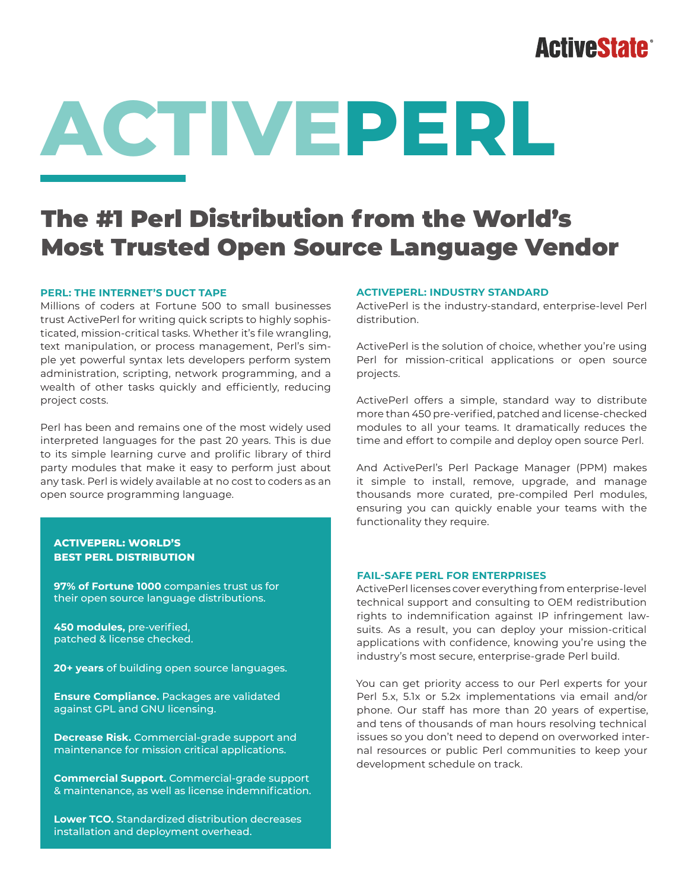ActiveState

# ACTIVEPERL

## The #1 Perl Distribution from the World's Most Trusted Open Source Language Vendor

### PERL: THE INTERNET'S DUCT TAPE

Millions of coders at Fortune 500 to small businesses trust ActivePerl for writing quick scripts to highly sophisticated, mission-critical tasks. Whether it's file wrangling, text manipulation, or process management, Perl's simple yet powerful syntax lets developers perform system administration, scripting, network programming, and a wealth of other tasks quickly and efficiently, reducing project costs.

Perl has been and remains one of the most widely used interpreted languages for the past 20 years. This is due to its simple learning curve and prolific library of third party modules that make it easy to perform just about any task. Perl is widely available at no cost to coders as an open source programming language.

### ACTIVEPERL: WORLD'S BEST PERL DISTRIBUTION

**97% of Fortune 1000** companies trust us for their open source language distributions.

**450 modules,** pre-verified, patched & license checked.

**20+ years** of building open source languages.

**Ensure Compliance.** Packages are validated against GPL and GNU licensing.

**Decrease Risk.** Commercial-grade support and maintenance for mission critical applications.

**Commercial Support.** Commercial-grade support & maintenance, as well as license indemnification.

**Lower TCO.** Standardized distribution decreases installation and deployment overhead.

### ACTIVEPERL: INDUSTRY STANDARD

ActivePerl is the industry-standard, enterprise-level Perl distribution.

ActivePerl is the solution of choice, whether you're using Perl for mission-critical applications or open source projects.

ActivePerl offers a simple, standard way to distribute more than 450 pre-verified, patched and license-checked modules to all your teams. It dramatically reduces the time and effort to compile and deploy open source Perl.

And ActivePerl's Perl Package Manager (PPM) makes it simple to install, remove, upgrade, and manage thousands more curated, pre-compiled Perl modules, ensuring you can quickly enable your teams with the functionality they require.

### FAIL-SAFE PERL FOR ENTERPRISES

ActivePerl licenses cover everything from enterprise-level technical support and consulting to OEM redistribution rights to indemnification against IP infringement lawsuits. As a result, you can deploy your mission-critical applications with confidence, knowing you're using the industry's most secure, enterprise-grade Perl build.

You can get priority access to our Perl experts for your Perl 5.x, 5.1x or 5.2x implementations via email and/or phone. Our staff has more than 20 years of expertise, and tens of thousands of man hours resolving technical issues so you don't need to depend on overworked internal resources or public Perl communities to keep your development schedule on track.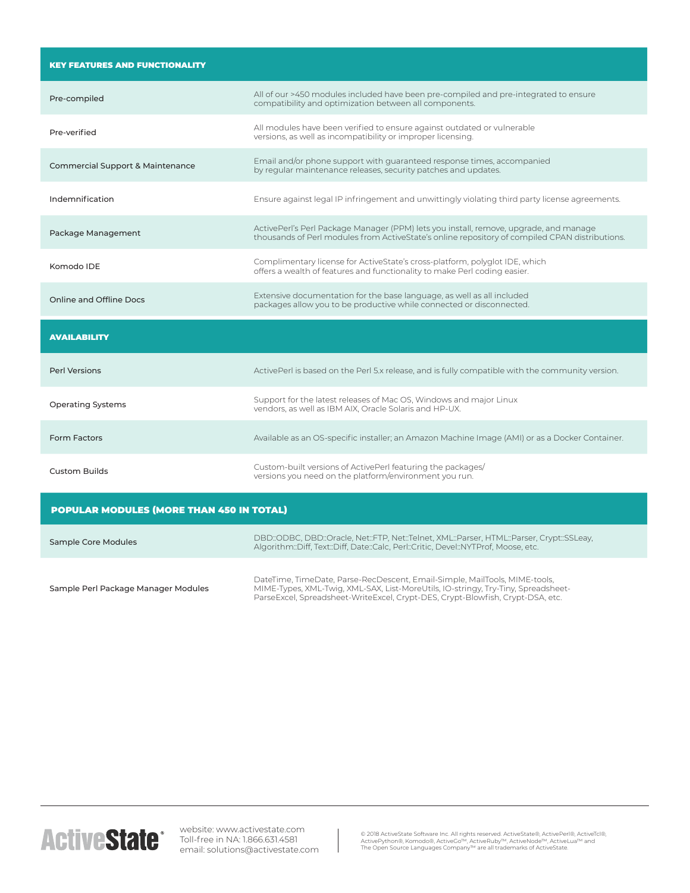| KEY FEATURES AND FUNCTIONALITY | |
|---|---|
| Pre-compiled | All of our >450 modules included have been pre-compiled and pre-integrated to ensure compatibility and optimization between all components. |
| Pre-verified | All modules have been verified to ensure against outdated or vulnerable versions, as well as incompatibility or improper licensing. |
| Commercial Support & Maintenance | Email and/or phone support with guaranteed response times, accompanied by regular maintenance releases, security patches and updates. |
| Indemnification | Ensure against legal IP infringement and unwittingly violating third party license agreements. |
| Package Management | ActivePerl's Perl Package Manager (PPM) lets you install, remove, upgrade, and manage thousands of Perl modules from ActiveState's online repository of compiled CPAN distributions. |
| Komodo IDE | Complimentary license for ActiveState's cross-platform, polyglot IDE, which offers a wealth of features and functionality to make Perl coding easier. |
| Online and Offline Docs | Extensive documentation for the base language, as well as all included packages allow you to be productive while connected or disconnected. |

| AVAILABILITY | |
|---|---|
| Perl Versions | ActivePerl is based on the Perl 5.x release, and is fully compatible with the community version. |
| Operating Systems | Support for the latest releases of Mac OS, Windows and major Linux vendors, as well as IBM AIX, Oracle Solaris and HP-UX. |
| Form Factors | Available as an OS-specific installer; an Amazon Machine Image (AMI) or as a Docker Container. |
| Custom Builds | Custom-built versions of ActivePerl featuring the packages/versions you need on the platform/environment you run. |

| POPULAR MODULES (MORE THAN 450 IN TOTAL) | |
|---|---|
| Sample Core Modules | DBD::ODBC, DBD::Oracle, Net::FTP, Net::Telnet, XML::Parser, HTML::Parser, Crypt::SSLeay, Algorithm::Diff, Text::Diff, Date::Calc, Perl::Critic, Devel::NYTProf, Moose, etc. |
| Sample Perl Package Manager Modules | DateTime, TimeDate, Parse-RecDescent, Email-Simple, MailTools, MIME-tools, MIME-Types, XML-Twig, XML-SAX, List-MoreUtils, IO-stringy, Try-Tiny, Spreadsheet-ParseExcel, Spreadsheet-WriteExcel, Crypt-DES, Crypt-Blowfish, Crypt-DSA, etc. |

ActiveState®

website: www.activestate.com
Toll-free in NA: 1.866.631.4581
email: solutions@activestate.com

© 2018 ActiveState Software Inc. All rights reserved. ActiveState®, ActivePerl®, ActiveTcl®, ActivePython®, Komodo®, ActiveGo™, ActiveRuby™, ActiveNode™, ActiveLua™ and The Open Source Languages Company™ are all trademarks of ActiveState.